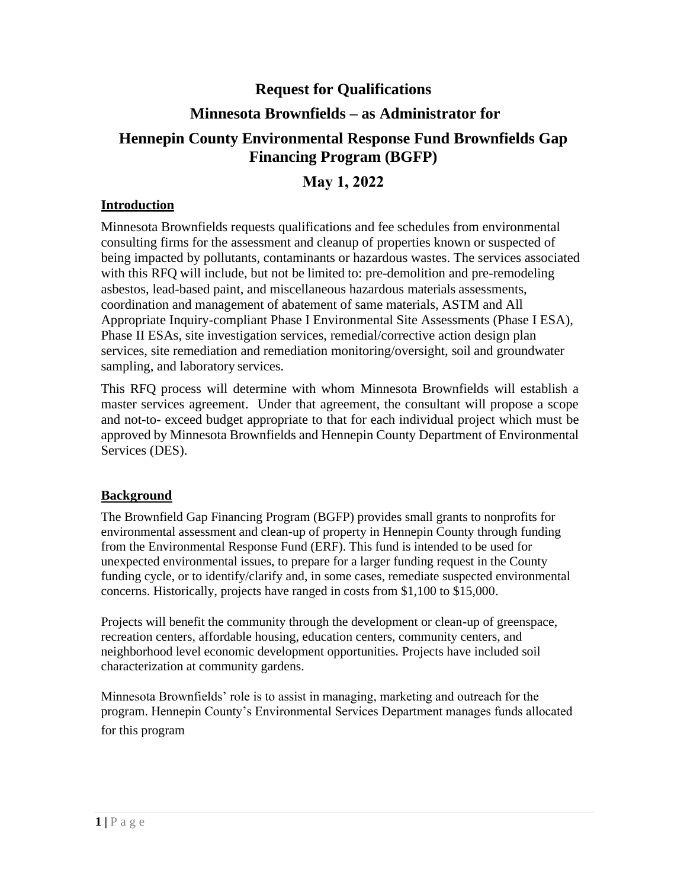# Request for Qualifications

## Minnesota Brownfields – as Administrator for

## Hennepin County Environmental Response Fund Brownfields Gap Financing Program (BGFP)

## May 1, 2022

### Introduction

Minnesota Brownfields requests qualifications and fee schedules from environmental consulting firms for the assessment and cleanup of properties known or suspected of being impacted by pollutants, contaminants or hazardous wastes. The services associated with this RFQ will include, but not be limited to: pre-demolition and pre-remodeling asbestos, lead-based paint, and miscellaneous hazardous materials assessments, coordination and management of abatement of same materials, ASTM and All Appropriate Inquiry-compliant Phase I Environmental Site Assessments (Phase I ESA), Phase II ESAs, site investigation services, remedial/corrective action design plan services, site remediation and remediation monitoring/oversight, soil and groundwater sampling, and laboratory services.

This RFQ process will determine with whom Minnesota Brownfields will establish a master services agreement. Under that agreement, the consultant will propose a scope and not-to- exceed budget appropriate to that for each individual project which must be approved by Minnesota Brownfields and Hennepin County Department of Environmental Services (DES).

### Background

The Brownfield Gap Financing Program (BGFP) provides small grants to nonprofits for environmental assessment and clean-up of property in Hennepin County through funding from the Environmental Response Fund (ERF). This fund is intended to be used for unexpected environmental issues, to prepare for a larger funding request in the County funding cycle, or to identify/clarify and, in some cases, remediate suspected environmental concerns. Historically, projects have ranged in costs from $1,100 to $15,000.

Projects will benefit the community through the development or clean-up of greenspace, recreation centers, affordable housing, education centers, community centers, and neighborhood level economic development opportunities. Projects have included soil characterization at community gardens.

Minnesota Brownfields' role is to assist in managing, marketing and outreach for the program. Hennepin County's Environmental Services Department manages funds allocated for this program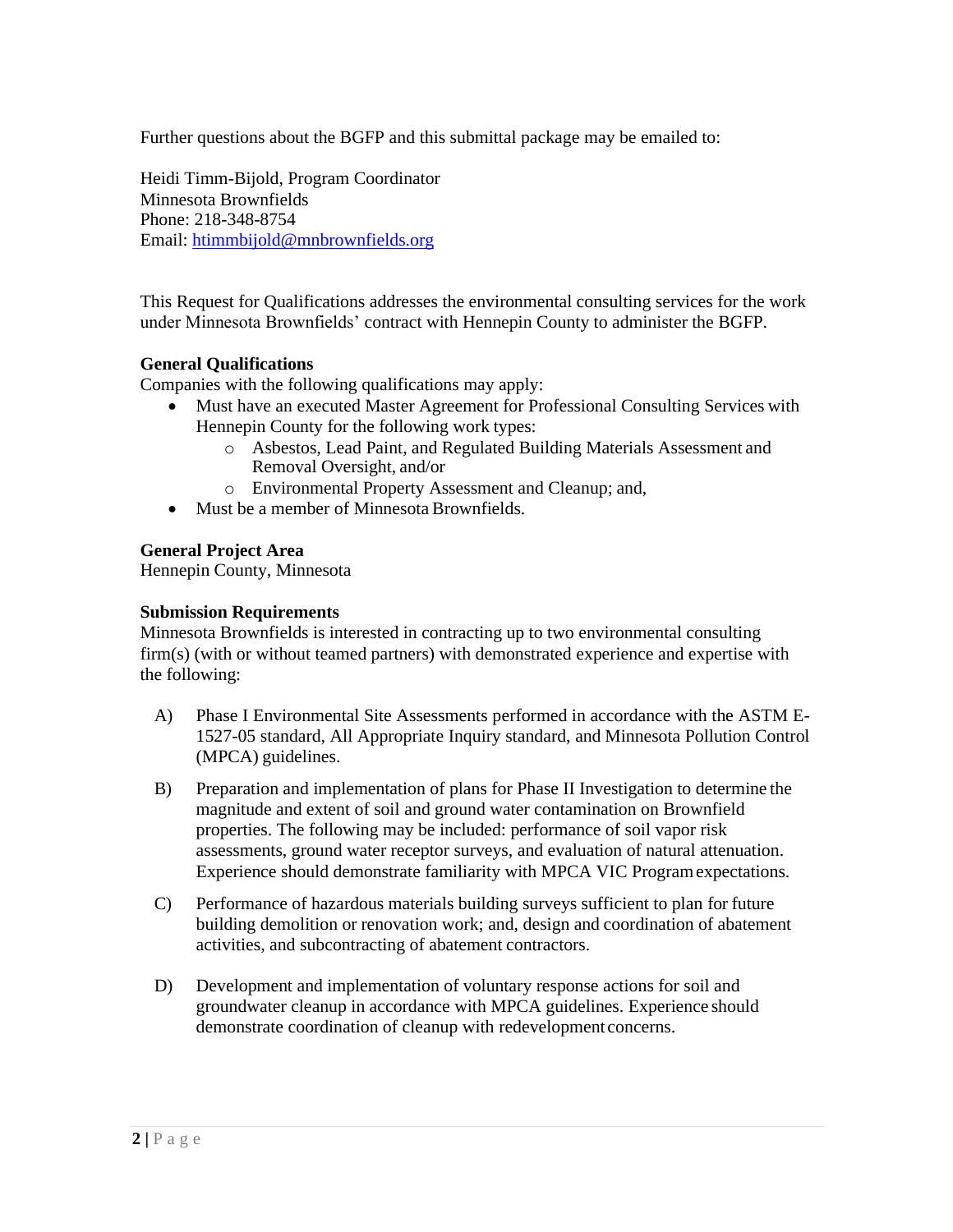Further questions about the BGFP and this submittal package may be emailed to:

Heidi Timm-Bijold, Program Coordinator
Minnesota Brownfields
Phone: 218-348-8754
Email: [htimmbijold@mnbrownfields.org](mailto:htimmbijold@mnbrownfields.org)

This Request for Qualifications addresses the environmental consulting services for the work under Minnesota Brownfields' contract with Hennepin County to administer the BGFP.

**General Qualifications**
Companies with the following qualifications may apply:

- Must have an executed Master Agreement for Professional Consulting Services with Hennepin County for the following work types:
  - Asbestos, Lead Paint, and Regulated Building Materials Assessment and Removal Oversight, and/or
  - Environmental Property Assessment and Cleanup; and,
- Must be a member of Minnesota Brownfields.

**General Project Area**
Hennepin County, Minnesota

**Submission Requirements**
Minnesota Brownfields is interested in contracting up to two environmental consulting firm(s) (with or without teamed partners) with demonstrated experience and expertise with the following:

A) Phase I Environmental Site Assessments performed in accordance with the ASTM E-1527-05 standard, All Appropriate Inquiry standard, and Minnesota Pollution Control (MPCA) guidelines.

B) Preparation and implementation of plans for Phase II Investigation to determine the magnitude and extent of soil and ground water contamination on Brownfield properties. The following may be included: performance of soil vapor risk assessments, ground water receptor surveys, and evaluation of natural attenuation. Experience should demonstrate familiarity with MPCA VIC Program expectations.

C) Performance of hazardous materials building surveys sufficient to plan for future building demolition or renovation work; and, design and coordination of abatement activities, and subcontracting of abatement contractors.

D) Development and implementation of voluntary response actions for soil and groundwater cleanup in accordance with MPCA guidelines. Experience should demonstrate coordination of cleanup with redevelopment concerns.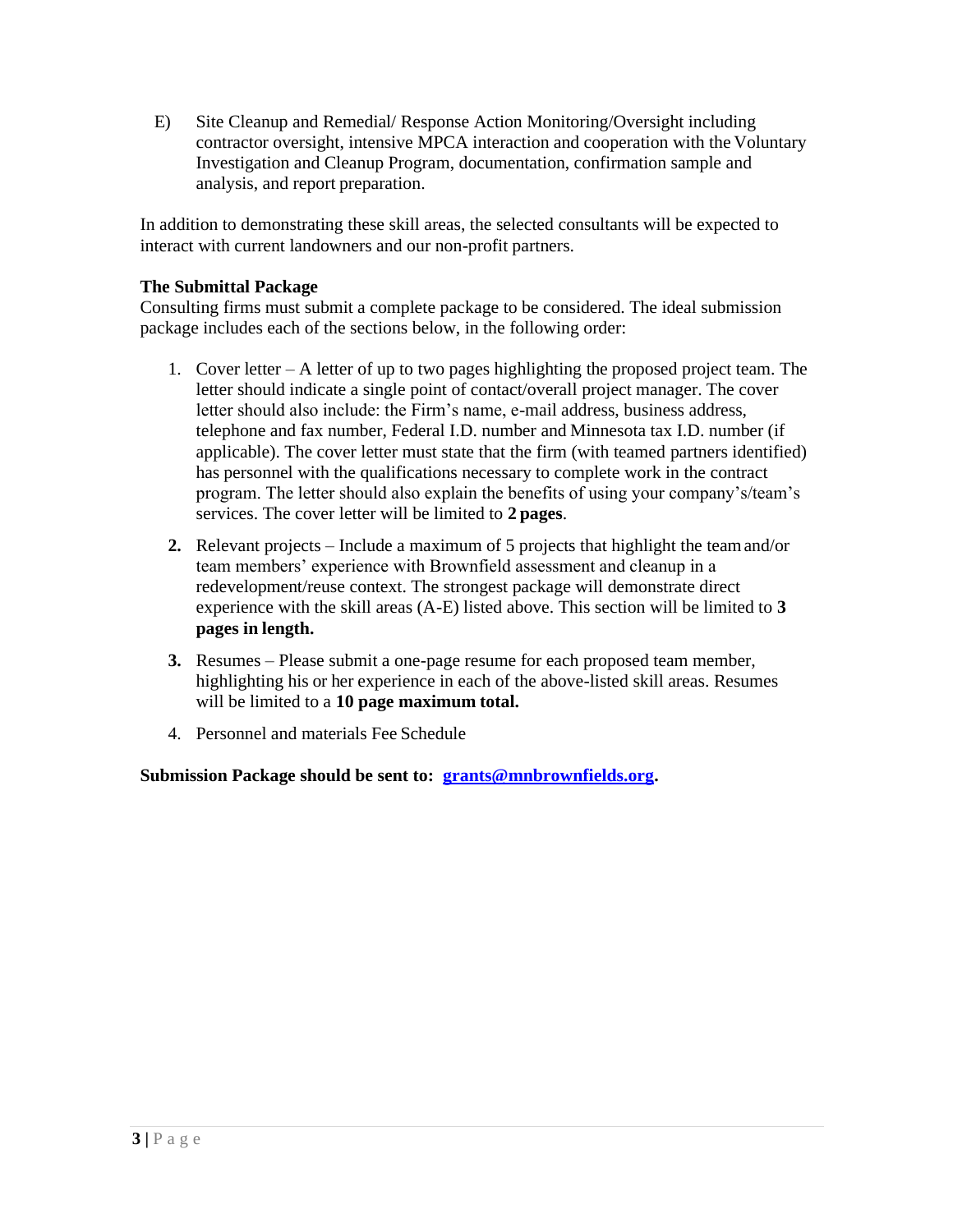E) Site Cleanup and Remedial/ Response Action Monitoring/Oversight including contractor oversight, intensive MPCA interaction and cooperation with the Voluntary Investigation and Cleanup Program, documentation, confirmation sample and analysis, and report preparation.

In addition to demonstrating these skill areas, the selected consultants will be expected to interact with current landowners and our non-profit partners.

**The Submittal Package**

Consulting firms must submit a complete package to be considered. The ideal submission package includes each of the sections below, in the following order:

1. Cover letter – A letter of up to two pages highlighting the proposed project team. The letter should indicate a single point of contact/overall project manager. The cover letter should also include: the Firm's name, e-mail address, business address, telephone and fax number, Federal I.D. number and Minnesota tax I.D. number (if applicable). The cover letter must state that the firm (with teamed partners identified) has personnel with the qualifications necessary to complete work in the contract program. The letter should also explain the benefits of using your company's/team's services. The cover letter will be limited to **2 pages**.
2. Relevant projects – Include a maximum of 5 projects that highlight the team and/or team members' experience with Brownfield assessment and cleanup in a redevelopment/reuse context. The strongest package will demonstrate direct experience with the skill areas (A-E) listed above. This section will be limited to **3 pages in length.**
3. Resumes – Please submit a one-page resume for each proposed team member, highlighting his or her experience in each of the above-listed skill areas. Resumes will be limited to a **10 page maximum total.**
4. Personnel and materials Fee Schedule

**Submission Package should be sent to: grants@mnbrownfields.org.**